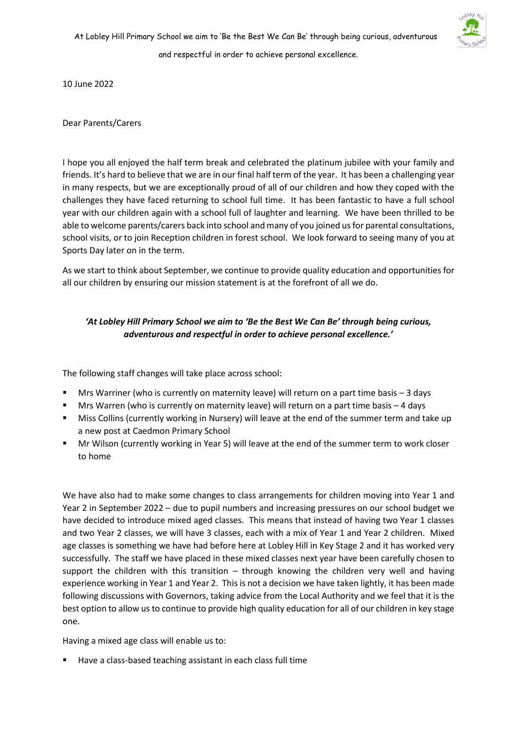10 June 2022

Dear Parents/Carers

I hope you all enjoyed the half term break and celebrated the platinum jubilee with your family and friends. It's hard to believe that we are in our final half term of the year. It has been a challenging year in many respects, but we are exceptionally proud of all of our children and how they coped with the challenges they have faced returning to school full time. It has been fantastic to have a full school year with our children again with a school full of laughter and learning. We have been thrilled to be able to welcome parents/carers back into school and many of you joined us for parental consultations, school visits, or to join Reception children in forest school. We look forward to seeing many of you at Sports Day later on in the term.

As we start to think about September, we continue to provide quality education and opportunities for all our children by ensuring our mission statement is at the forefront of all we do.

***'At Lobley Hill Primary School we aim to 'Be the Best We Can Be' through being curious, adventurous and respectful in order to achieve personal excellence.'***

The following staff changes will take place across school:

- Mrs Warriner (who is currently on maternity leave) will return on a part time basis – 3 days
- Mrs Warren (who is currently on maternity leave) will return on a part time basis – 4 days
- Miss Collins (currently working in Nursery) will leave at the end of the summer term and take up a new post at Caedmon Primary School
- Mr Wilson (currently working in Year 5) will leave at the end of the summer term to work closer to home

We have also had to make some changes to class arrangements for children moving into Year 1 and Year 2 in September 2022 – due to pupil numbers and increasing pressures on our school budget we have decided to introduce mixed aged classes. This means that instead of having two Year 1 classes and two Year 2 classes, we will have 3 classes, each with a mix of Year 1 and Year 2 children. Mixed age classes is something we have had before here at Lobley Hill in Key Stage 2 and it has worked very successfully. The staff we have placed in these mixed classes next year have been carefully chosen to support the children with this transition – through knowing the children very well and having experience working in Year 1 and Year 2. This is not a decision we have taken lightly, it has been made following discussions with Governors, taking advice from the Local Authority and we feel that it is the best option to allow us to continue to provide high quality education for all of our children in key stage one.

Having a mixed age class will enable us to:

- Have a class-based teaching assistant in each class full time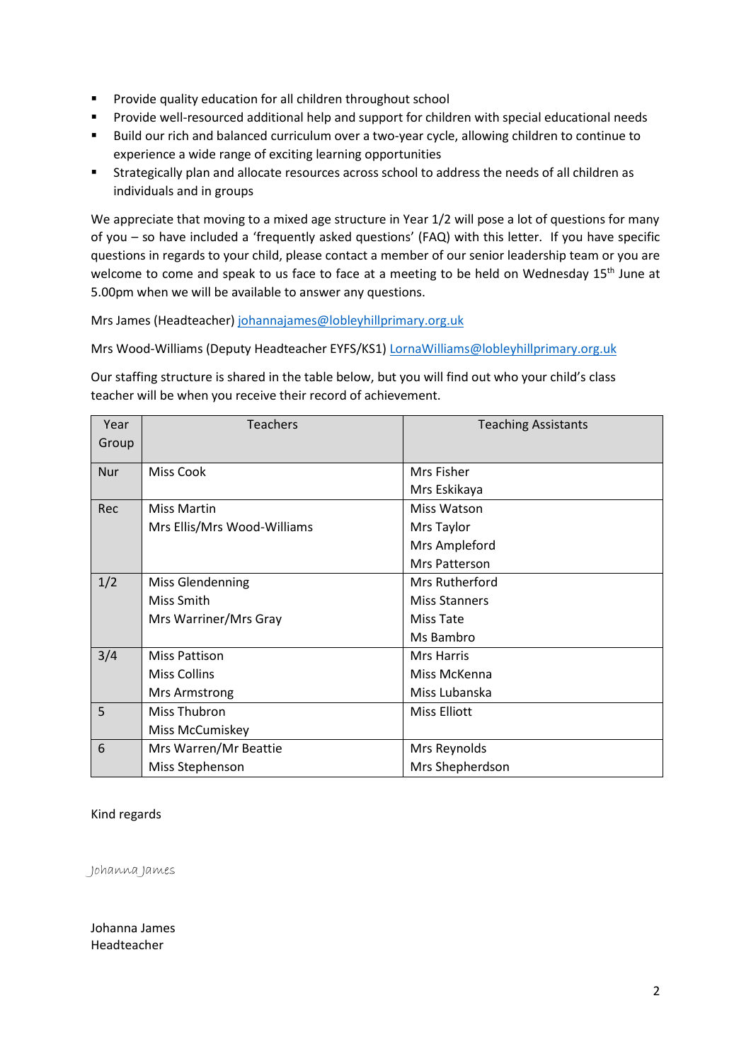- Provide quality education for all children throughout school
- Provide well-resourced additional help and support for children with special educational needs
- Build our rich and balanced curriculum over a two-year cycle, allowing children to continue to experience a wide range of exciting learning opportunities
- Strategically plan and allocate resources across school to address the needs of all children as individuals and in groups

We appreciate that moving to a mixed age structure in Year 1/2 will pose a lot of questions for many of you – so have included a 'frequently asked questions' (FAQ) with this letter. If you have specific questions in regards to your child, please contact a member of our senior leadership team or you are welcome to come and speak to us face to face at a meeting to be held on Wednesday 15th June at 5.00pm when we will be available to answer any questions.

Mrs James (Headteacher) johannajames@lobleyhillprimary.org.uk

Mrs Wood-Williams (Deputy Headteacher EYFS/KS1) LornaWilliams@lobleyhillprimary.org.uk

Our staffing structure is shared in the table below, but you will find out who your child's class teacher will be when you receive their record of achievement.

| Year Group | Teachers | Teaching Assistants |
|---|---|---|
| Nur | Miss Cook | Mrs Fisher<br>Mrs Eskikaya |
| Rec | Miss Martin<br>Mrs Ellis/Mrs Wood-Williams | Miss Watson<br>Mrs Taylor<br>Mrs Ampleford<br>Mrs Patterson |
| 1/2 | Miss Glendenning<br>Miss Smith<br>Mrs Warriner/Mrs Gray | Mrs Rutherford<br>Miss Stanners<br>Miss Tate<br>Ms Bambro |
| 3/4 | Miss Pattison<br>Miss Collins<br>Mrs Armstrong | Mrs Harris<br>Miss McKenna<br>Miss Lubanska |
| 5 | Miss Thubron<br>Miss McCumiskey | Miss Elliott |
| 6 | Mrs Warren/Mr Beattie<br>Miss Stephenson | Mrs Reynolds<br>Mrs Shepherdson |

Kind regards

*Johanna James*

Johanna James
Headteacher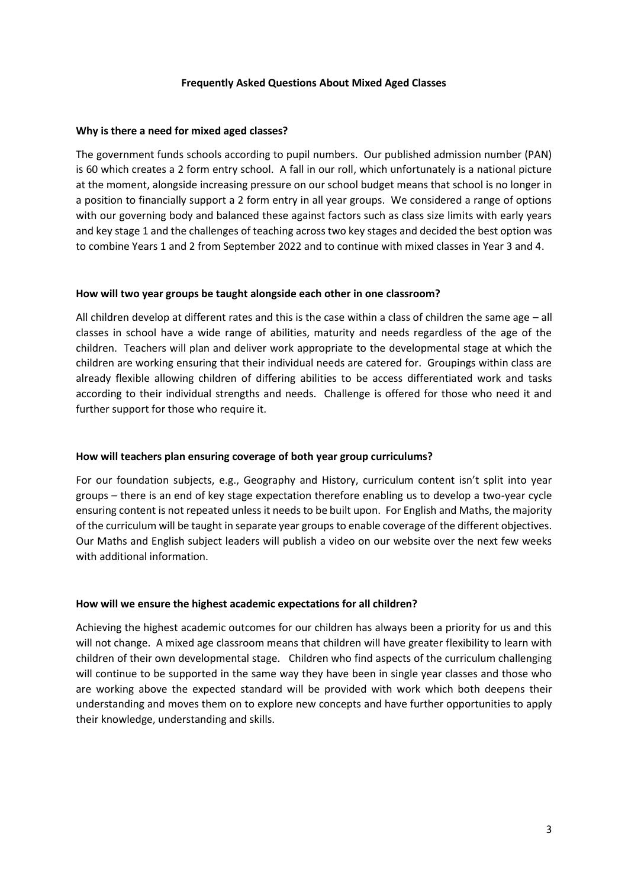**Frequently Asked Questions About Mixed Aged Classes**

**Why is there a need for mixed aged classes?**

The government funds schools according to pupil numbers. Our published admission number (PAN) is 60 which creates a 2 form entry school. A fall in our roll, which unfortunately is a national picture at the moment, alongside increasing pressure on our school budget means that school is no longer in a position to financially support a 2 form entry in all year groups. We considered a range of options with our governing body and balanced these against factors such as class size limits with early years and key stage 1 and the challenges of teaching across two key stages and decided the best option was to combine Years 1 and 2 from September 2022 and to continue with mixed classes in Year 3 and 4.

**How will two year groups be taught alongside each other in one classroom?**

All children develop at different rates and this is the case within a class of children the same age – all classes in school have a wide range of abilities, maturity and needs regardless of the age of the children. Teachers will plan and deliver work appropriate to the developmental stage at which the children are working ensuring that their individual needs are catered for. Groupings within class are already flexible allowing children of differing abilities to be access differentiated work and tasks according to their individual strengths and needs. Challenge is offered for those who need it and further support for those who require it.

**How will teachers plan ensuring coverage of both year group curriculums?**

For our foundation subjects, e.g., Geography and History, curriculum content isn't split into year groups – there is an end of key stage expectation therefore enabling us to develop a two-year cycle ensuring content is not repeated unless it needs to be built upon. For English and Maths, the majority of the curriculum will be taught in separate year groups to enable coverage of the different objectives. Our Maths and English subject leaders will publish a video on our website over the next few weeks with additional information.

**How will we ensure the highest academic expectations for all children?**

Achieving the highest academic outcomes for our children has always been a priority for us and this will not change. A mixed age classroom means that children will have greater flexibility to learn with children of their own developmental stage. Children who find aspects of the curriculum challenging will continue to be supported in the same way they have been in single year classes and those who are working above the expected standard will be provided with work which both deepens their understanding and moves them on to explore new concepts and have further opportunities to apply their knowledge, understanding and skills.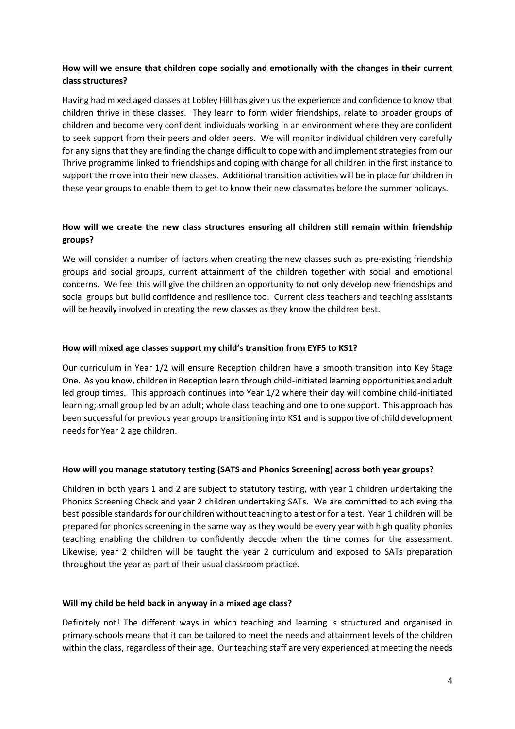**How will we ensure that children cope socially and emotionally with the changes in their current class structures?**

Having had mixed aged classes at Lobley Hill has given us the experience and confidence to know that children thrive in these classes. They learn to form wider friendships, relate to broader groups of children and become very confident individuals working in an environment where they are confident to seek support from their peers and older peers. We will monitor individual children very carefully for any signs that they are finding the change difficult to cope with and implement strategies from our Thrive programme linked to friendships and coping with change for all children in the first instance to support the move into their new classes. Additional transition activities will be in place for children in these year groups to enable them to get to know their new classmates before the summer holidays.

**How will we create the new class structures ensuring all children still remain within friendship groups?**

We will consider a number of factors when creating the new classes such as pre-existing friendship groups and social groups, current attainment of the children together with social and emotional concerns. We feel this will give the children an opportunity to not only develop new friendships and social groups but build confidence and resilience too. Current class teachers and teaching assistants will be heavily involved in creating the new classes as they know the children best.

**How will mixed age classes support my child's transition from EYFS to KS1?**

Our curriculum in Year 1/2 will ensure Reception children have a smooth transition into Key Stage One. As you know, children in Reception learn through child-initiated learning opportunities and adult led group times. This approach continues into Year 1/2 where their day will combine child-initiated learning; small group led by an adult; whole class teaching and one to one support. This approach has been successful for previous year groups transitioning into KS1 and is supportive of child development needs for Year 2 age children.

**How will you manage statutory testing (SATS and Phonics Screening) across both year groups?**

Children in both years 1 and 2 are subject to statutory testing, with year 1 children undertaking the Phonics Screening Check and year 2 children undertaking SATs. We are committed to achieving the best possible standards for our children without teaching to a test or for a test. Year 1 children will be prepared for phonics screening in the same way as they would be every year with high quality phonics teaching enabling the children to confidently decode when the time comes for the assessment. Likewise, year 2 children will be taught the year 2 curriculum and exposed to SATs preparation throughout the year as part of their usual classroom practice.

**Will my child be held back in anyway in a mixed age class?**

Definitely not! The different ways in which teaching and learning is structured and organised in primary schools means that it can be tailored to meet the needs and attainment levels of the children within the class, regardless of their age. Our teaching staff are very experienced at meeting the needs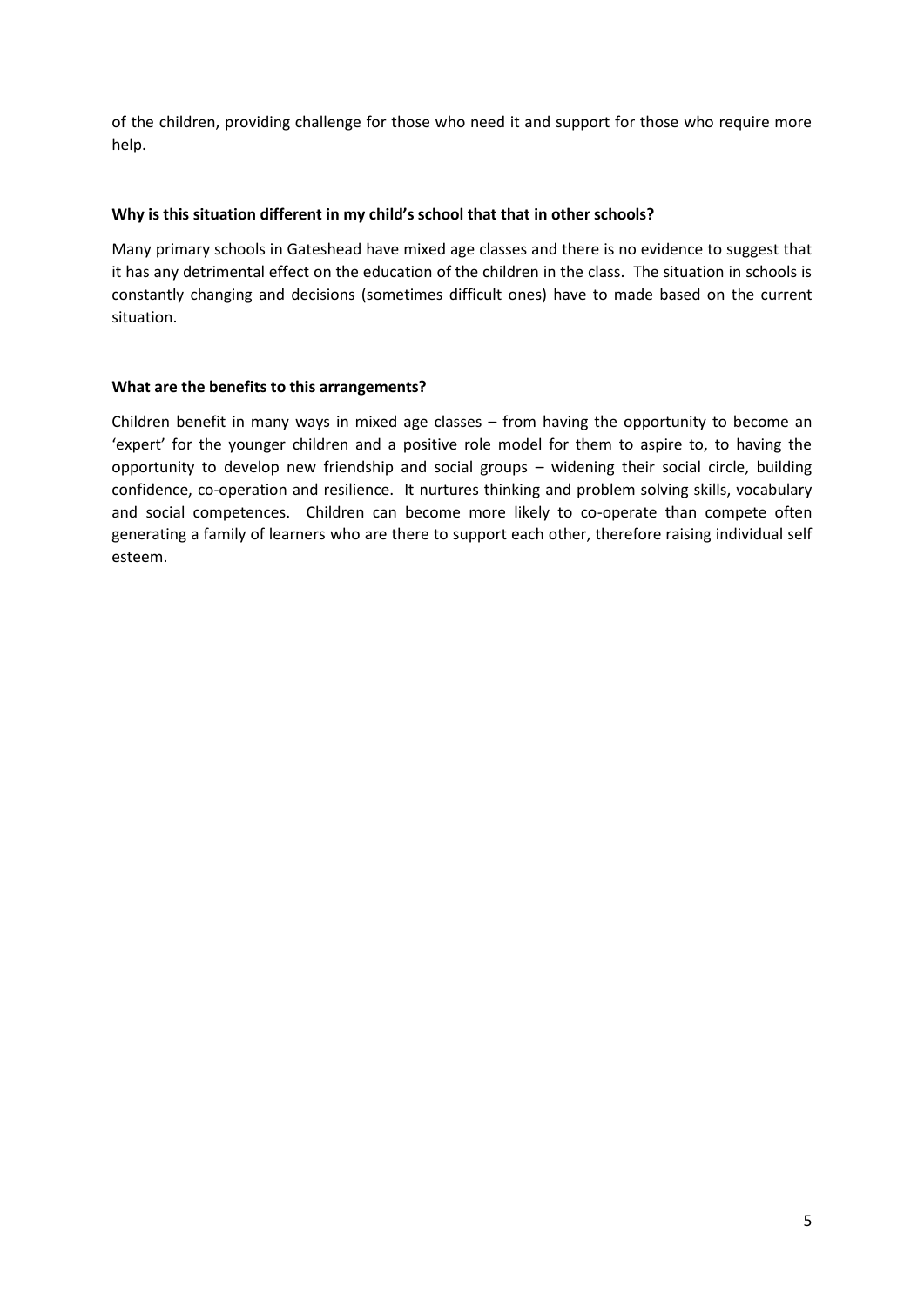of the children, providing challenge for those who need it and support for those who require more help.

**Why is this situation different in my child's school that that in other schools?**

Many primary schools in Gateshead have mixed age classes and there is no evidence to suggest that it has any detrimental effect on the education of the children in the class. The situation in schools is constantly changing and decisions (sometimes difficult ones) have to made based on the current situation.

**What are the benefits to this arrangements?**

Children benefit in many ways in mixed age classes – from having the opportunity to become an 'expert' for the younger children and a positive role model for them to aspire to, to having the opportunity to develop new friendship and social groups – widening their social circle, building confidence, co-operation and resilience. It nurtures thinking and problem solving skills, vocabulary and social competences. Children can become more likely to co-operate than compete often generating a family of learners who are there to support each other, therefore raising individual self esteem.